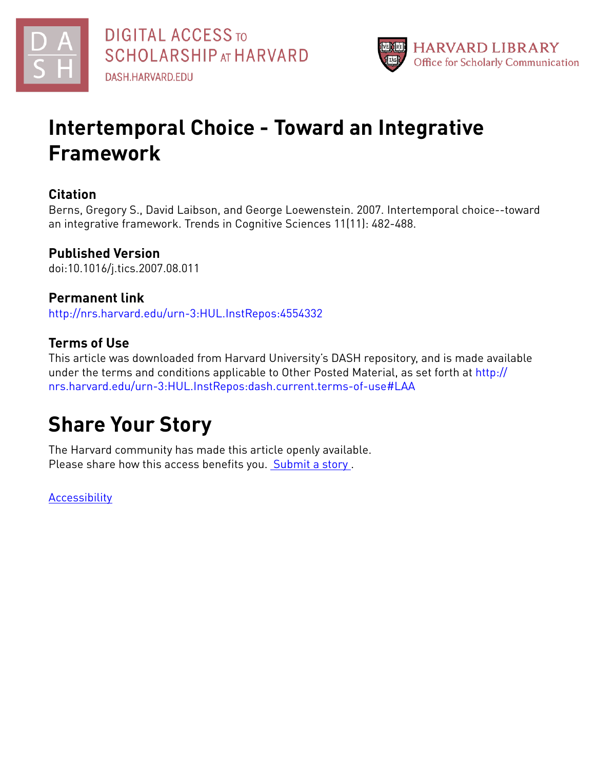# Intertemporal Choice - Toward an Integrative Framework

## Citation

Berns, Gregory S., David Laibson, and George Loewenstein. 2007. Intertemporal choice--toward an integrative framework. Trends in Cognitive Sciences 11(11): 482-488.

## Published Version

doi:10.1016/j.tics.2007.08.011

## Permanent link

http://nrs.harvard.edu/urn-3:HUL.InstRepos:4554332

## Terms of Use

This article was downloaded from Harvard University's DASH repository, and is made available under the terms and conditions applicable to Other Posted Material, as set forth at http://nrs.harvard.edu/urn-3:HUL.InstRepos:dash.current.terms-of-use#LAA

# Share Your Story

The Harvard community has made this article openly available.
Please share how this access benefits you. Submit a story .

Accessibility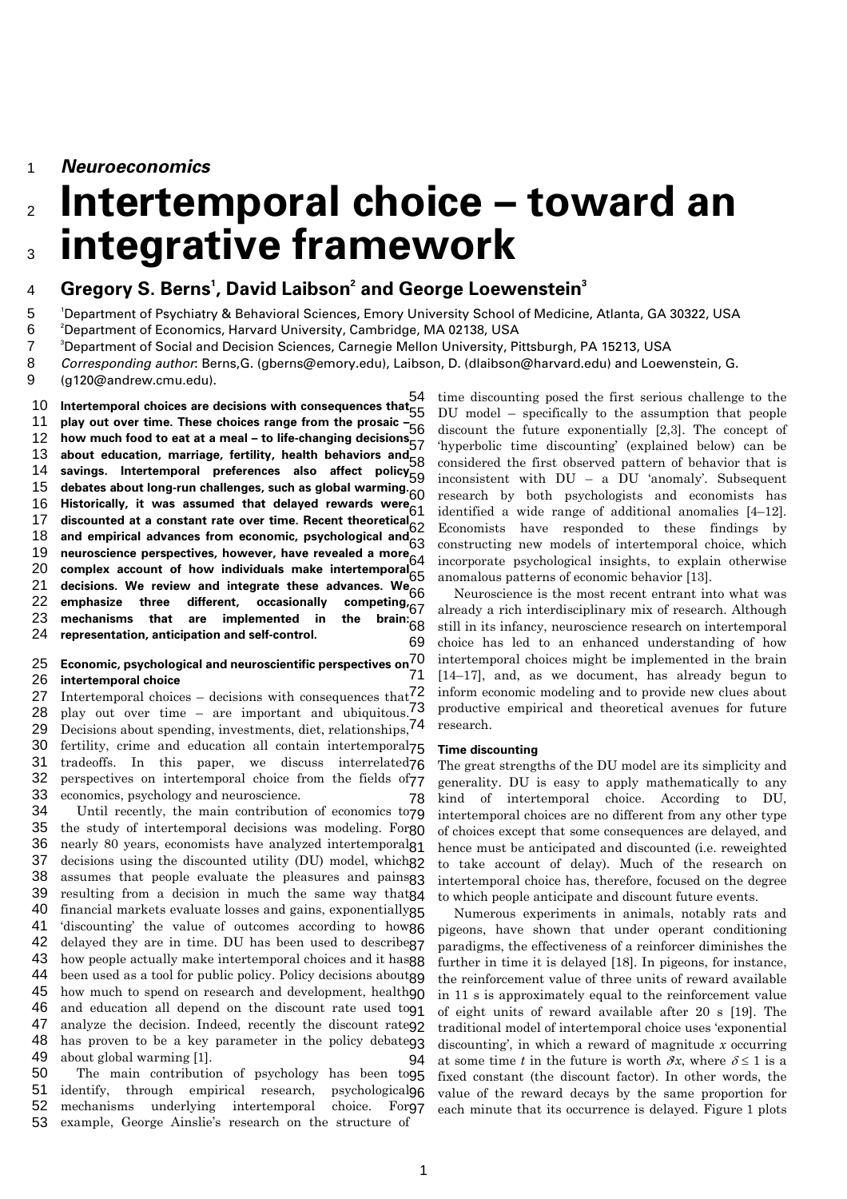*Neuroeconomics*

# Intertemporal choice – toward an integrative framework

**Gregory S. Berns[1], David Laibson[2] and George Loewenstein[3]**

[1]Department of Psychiatry & Behavioral Sciences, Emory University School of Medicine, Atlanta, GA 30322, USA
[2]Department of Economics, Harvard University, Cambridge, MA 02138, USA
[3]Department of Social and Decision Sciences, Carnegie Mellon University, Pittsburgh, PA 15213, USA
*Corresponding author*: Berns,G. (gberns@emory.edu), Laibson, D. (dlaibson@harvard.edu) and Loewenstein, G. (g120@andrew.cmu.edu).

**Intertemporal choices are decisions with consequences that play out over time. These choices range from the prosaic – how much food to eat at a meal – to life-changing decisions about education, marriage, fertility, health behaviors and savings. Intertemporal preferences also affect policy debates about long-run challenges, such as global warming. Historically, it was assumed that delayed rewards were discounted at a constant rate over time. Recent theoretical and empirical advances from economic, psychological and neuroscience perspectives, however, have revealed a more complex account of how individuals make intertemporal decisions. We review and integrate these advances. We emphasize three different, occasionally competing, mechanisms that are implemented in the brain: representation, anticipation and self-control.**

### Economic, psychological and neuroscientific perspectives on intertemporal choice

Intertemporal choices – decisions with consequences that play out over time – are important and ubiquitous. Decisions about spending, investments, diet, relationships, fertility, crime and education all contain intertemporal tradeoffs. In this paper, we discuss interrelated perspectives on intertemporal choice from the fields of economics, psychology and neuroscience.

Until recently, the main contribution of economics to the study of intertemporal decisions was modeling. For nearly 80 years, economists have analyzed intertemporal decisions using the discounted utility (DU) model, which assumes that people evaluate the pleasures and pains resulting from a decision in much the same way that financial markets evaluate losses and gains, exponentially 'discounting' the value of outcomes according to how delayed they are in time. DU has been used to describe how people actually make intertemporal choices and it has been used as a tool for public policy. Policy decisions about how much to spend on research and development, health and education all depend on the discount rate used to analyze the decision. Indeed, recently the discount rate has proven to be a key parameter in the policy debate about global warming [1].

The main contribution of psychology has been to identify, through empirical research, psychological mechanisms underlying intertemporal choice. For example, George Ainslie's research on the structure of time discounting posed the first serious challenge to the DU model – specifically to the assumption that people discount the future exponentially [2,3]. The concept of 'hyperbolic time discounting' (explained below) can be considered the first observed pattern of behavior that is inconsistent with DU – a DU 'anomaly'. Subsequent research by both psychologists and economists has identified a wide range of additional anomalies [4–12]. Economists have responded to these findings by constructing new models of intertemporal choice, which incorporate psychological insights, to explain otherwise anomalous patterns of economic behavior [13].

Neuroscience is the most recent entrant into what was already a rich interdisciplinary mix of research. Although still in its infancy, neuroscience research on intertemporal choice has led to an enhanced understanding of how intertemporal choices might be implemented in the brain [14–17], and, as we document, has already begun to inform economic modeling and to provide new clues about productive empirical and theoretical avenues for future research.

### Time discounting

The great strengths of the DU model are its simplicity and generality. DU is easy to apply mathematically to any kind of intertemporal choice. According to DU, intertemporal choices are no different from any other type of choices except that some consequences are delayed, and hence must be anticipated and discounted (i.e. reweighted to take account of delay). Much of the research on intertemporal choice has, therefore, focused on the degree to which people anticipate and discount future events.

Numerous experiments in animals, notably rats and pigeons, have shown that under operant conditioning paradigms, the effectiveness of a reinforcer diminishes the further in time it is delayed [18]. In pigeons, for instance, the reinforcement value of three units of reward available in 11 s is approximately equal to the reinforcement value of eight units of reward available after 20 s [19]. The traditional model of intertemporal choice uses 'exponential discounting', in which a reward of magnitude $x$ occurring at some time $t$ in the future is worth $\delta^t x$, where $\delta \leq 1$ is a fixed constant (the discount factor). In other words, the value of the reward decays by the same proportion for each minute that its occurrence is delayed. Figure 1 plots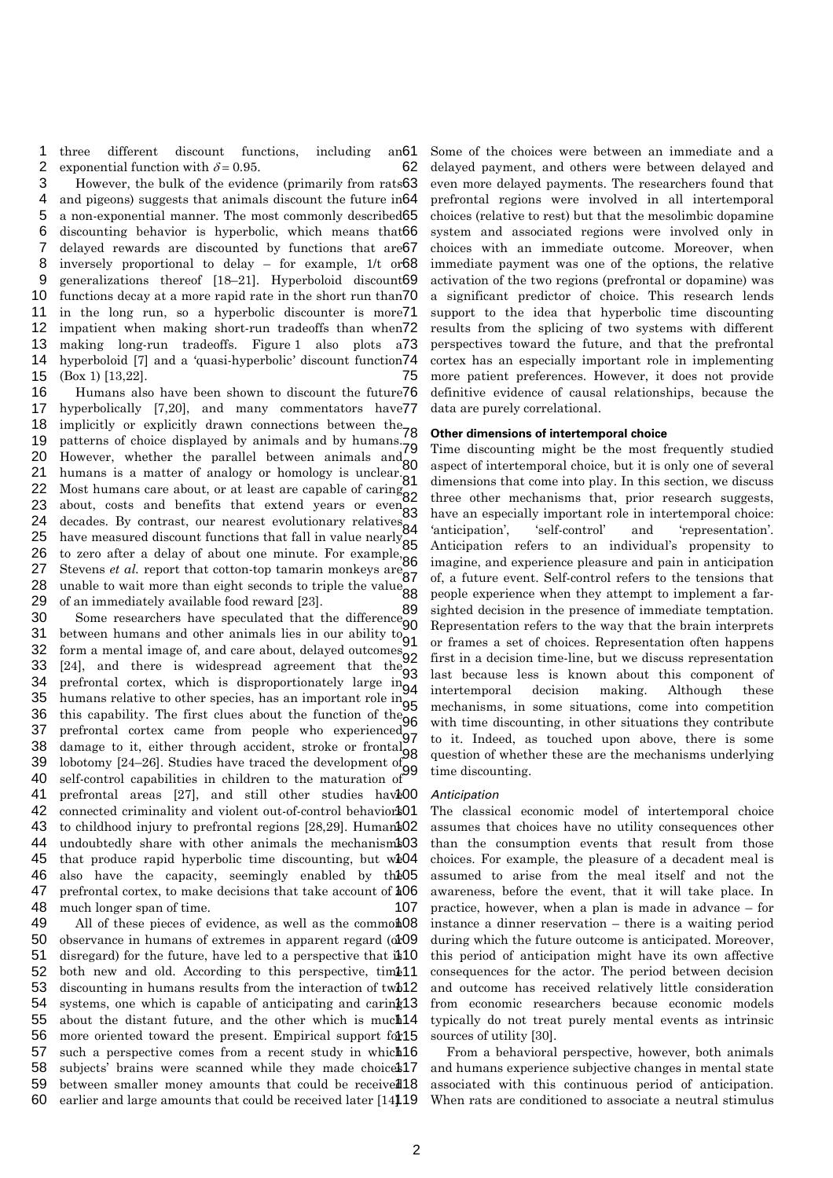three different discount functions, including an exponential function with $\delta = 0.95$.

However, the bulk of the evidence (primarily from rats and pigeons) suggests that animals discount the future in a non-exponential manner. The most commonly described discounting behavior is hyperbolic, which means that delayed rewards are discounted by functions that are inversely proportional to delay – for example, $1/t$ or generalizations thereof [18–21]. Hyperboloid discount functions decay at a more rapid rate in the short run than in the long run, so a hyperbolic discounter is more impatient when making short-run tradeoffs than when making long-run tradeoffs. Figure 1 also plots a hyperboloid [7] and a 'quasi-hyperbolic' discount function (Box 1) [13,22].

Humans also have been shown to discount the future hyperbolically [7,20], and many commentators have implicitly or explicitly drawn connections between the patterns of choice displayed by animals and by humans. However, whether the parallel between animals and humans is a matter of analogy or homology is unclear. Most humans care about, or at least are capable of caring about, costs and benefits that extend years or even decades. By contrast, our nearest evolutionary relatives have measured discount functions that fall in value nearly to zero after a delay of about one minute. For example, Stevens *et al.* report that cotton-top tamarin monkeys are unable to wait more than eight seconds to triple the value of an immediately available food reward [23].

Some researchers have speculated that the difference between humans and other animals lies in our ability to form a mental image of, and care about, delayed outcomes [24], and there is widespread agreement that the prefrontal cortex, which is disproportionately large in humans relative to other species, has an important role in this capability. The first clues about the function of the prefrontal cortex came from people who experienced damage to it, either through accident, stroke or frontal lobotomy [24–26]. Studies have traced the development of self-control capabilities in children to the maturation of prefrontal areas [27], and still other studies have connected criminality and violent out-of-control behavior to childhood injury to prefrontal regions [28,29]. Humans undoubtedly share with other animals the mechanisms that produce rapid hyperbolic time discounting, but we also have the capacity, seemingly enabled by the prefrontal cortex, to make decisions that take account of a much longer span of time.

All of these pieces of evidence, as well as the common observance in humans of extremes in apparent regard (or disregard) for the future, have led to a perspective that is both new and old. According to this perspective, time discounting in humans results from the interaction of two systems, one which is capable of anticipating and caring about the distant future, and the other which is much more oriented toward the present. Empirical support for such a perspective comes from a recent study in which subjects' brains were scanned while they made choices between smaller money amounts that could be received earlier and large amounts that could be received later [14]. Some of the choices were between an immediate and a delayed payment, and others were between delayed and even more delayed payments. The researchers found that prefrontal regions were involved in all intertemporal choices (relative to rest) but that the mesolimbic dopamine system and associated regions were involved only in choices with an immediate outcome. Moreover, when immediate payment was one of the options, the relative activation of the two regions (prefrontal or dopamine) was a significant predictor of choice. This research lends support to the idea that hyperbolic time discounting results from the splicing of two systems with different perspectives toward the future, and that the prefrontal cortex has an especially important role in implementing more patient preferences. However, it does not provide definitive evidence of causal relationships, because the data are purely correlational.

## Other dimensions of intertemporal choice

Time discounting might be the most frequently studied aspect of intertemporal choice, but it is only one of several dimensions that come into play. In this section, we discuss three other mechanisms that, prior research suggests, have an especially important role in intertemporal choice: 'anticipation', 'self-control' and 'representation'. Anticipation refers to an individual's propensity to imagine, and experience pleasure and pain in anticipation of, a future event. Self-control refers to the tensions that people experience when they attempt to implement a far-sighted decision in the presence of immediate temptation. Representation refers to the way that the brain interprets or frames a set of choices. Representation often happens first in a decision time-line, but we discuss representation last because less is known about this component of intertemporal decision making. Although these mechanisms, in some situations, come into competition with time discounting, in other situations they contribute to it. Indeed, as touched upon above, there is some question of whether these are the mechanisms underlying time discounting.

### *Anticipation*

The classical economic model of intertemporal choice assumes that choices have no utility consequences other than the consumption events that result from those choices. For example, the pleasure of a decadent meal is assumed to arise from the meal itself and not the awareness, before the event, that it will take place. In practice, however, when a plan is made in advance – for instance a dinner reservation – there is a waiting period during which the future outcome is anticipated. Moreover, this period of anticipation might have its own affective consequences for the actor. The period between decision and outcome has received relatively little consideration from economic researchers because economic models typically do not treat purely mental events as intrinsic sources of utility [30].

From a behavioral perspective, however, both animals and humans experience subjective changes in mental state associated with this continuous period of anticipation. When rats are conditioned to associate a neutral stimulus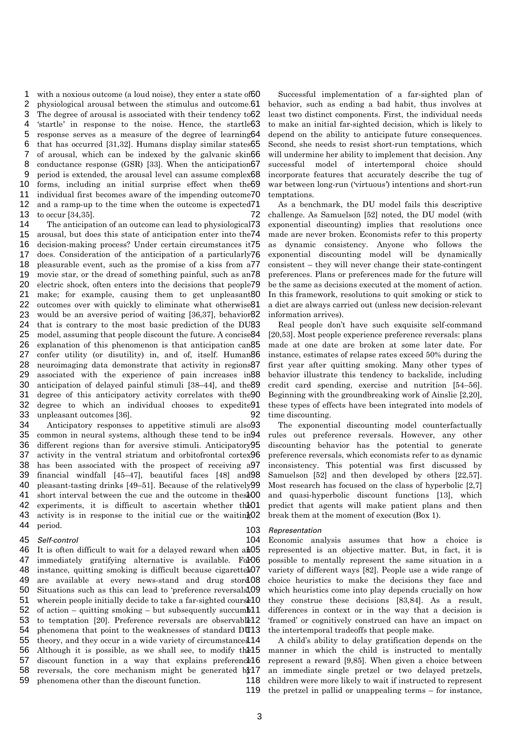with a noxious outcome (a loud noise), they enter a state of physiological arousal between the stimulus and outcome. The degree of arousal is associated with their tendency to 'startle' in response to the noise. Hence, the startle response serves as a measure of the degree of learning that has occurred [31,32]. Humans display similar states of arousal, which can be indexed by the galvanic skin conductance response (GSR) [33]. When the anticipation period is extended, the arousal level can assume complex forms, including an initial surprise effect when the individual first becomes aware of the impending outcome and a ramp-up to the time when the outcome is expected to occur [34,35].

The anticipation of an outcome can lead to physiological arousal, but does this state of anticipation enter into the decision-making process? Under certain circumstances it does. Consideration of the anticipation of a particularly pleasurable event, such as the promise of a kiss from a movie star, or the dread of something painful, such as an electric shock, often enters into the decisions that people make; for example, causing them to get unpleasant outcomes over with quickly to eliminate what otherwise would be an aversive period of waiting [36,37], behavior that is contrary to the most basic prediction of the DU model, assuming that people discount the future. A concise explanation of this phenomenon is that anticipation can confer utility (or disutility) in, and of, itself. Human neuroimaging data demonstrate that activity in regions associated with the experience of pain increases in anticipation of delayed painful stimuli [38–44], and the degree of this anticipatory activity correlates with the degree to which an individual chooses to expedite unpleasant outcomes [36].

Anticipatory responses to appetitive stimuli are also common in neural systems, although these tend to be in different regions than for aversive stimuli. Anticipatory activity in the ventral striatum and orbitofrontal cortex has been associated with the prospect of receiving a financial windfall [45–47], beautiful faces [48] and pleasant-tasting drinks [49–51]. Because of the relatively short interval between the cue and the outcome in these experiments, it is difficult to ascertain whether the activity is in response to the initial cue or the waiting period.

### *Self-control*

It is often difficult to wait for a delayed reward when an immediately gratifying alternative is available. For instance, quitting smoking is difficult because cigarettes are available at every news-stand and drug store. Situations such as this can lead to 'preference reversals', wherein people initially decide to take a far-sighted course of action – quitting smoking – but subsequently succumb to temptation [20]. Preference reversals are observable phenomena that point to the weaknesses of standard DU theory, and they occur in a wide variety of circumstances. Although it is possible, as we shall see, to modify the discount function in a way that explains preference reversals, the core mechanism might be generated by phenomena other than the discount function.

Successful implementation of a far-sighted plan of behavior, such as ending a bad habit, thus involves at least two distinct components. First, the individual needs to make an initial far-sighted decision, which is likely to depend on the ability to anticipate future consequences. Second, she needs to resist short-run temptations, which will undermine her ability to implement that decision. Any successful model of intertemporal choice should incorporate features that accurately describe the tug of war between long-run ('virtuous') intentions and short-run temptations.

As a benchmark, the DU model fails this descriptive challenge. As Samuelson [52] noted, the DU model (with exponential discounting) implies that resolutions once made are never broken. Economists refer to this property as dynamic consistency. Anyone who follows the exponential discounting model will be dynamically consistent – they will never change their state-contingent preferences. Plans or preferences made for the future will be the same as decisions executed at the moment of action. In this framework, resolutions to quit smoking or stick to a diet are always carried out (unless new decision-relevant information arrives).

Real people don't have such exquisite self-command [20,53]. Most people experience preference reversals: plans made at one date are broken at some later date. For instance, estimates of relapse rates exceed 50% during the first year after quitting smoking. Many other types of behavior illustrate this tendency to backslide, including credit card spending, exercise and nutrition [54–56]. Beginning with the groundbreaking work of Ainslie [2,20], these types of effects have been integrated into models of time discounting.

The exponential discounting model counterfactually rules out preference reversals. However, any other discounting behavior has the potential to generate preference reversals, which economists refer to as dynamic inconsistency. This potential was first discussed by Samuelson [52] and then developed by others [22,57]. Most research has focused on the class of hyperbolic [2,7] and quasi-hyperbolic discount functions [13], which predict that agents will make patient plans and then break them at the moment of execution (Box 1).

### *Representation*

Economic analysis assumes that how a choice is represented is an objective matter. But, in fact, it is possible to mentally represent the same situation in a variety of different ways [82]. People use a wide range of choice heuristics to make the decisions they face and which heuristics come into play depends crucially on how they construe these decisions [83,84]. As a result, differences in context or in the way that a decision is 'framed' or cognitively construed can have an impact on the intertemporal tradeoffs that people make.

A child's ability to delay gratification depends on the manner in which the child is instructed to mentally represent a reward [9,85]. When given a choice between an immediate single pretzel or two delayed pretzels, children were more likely to wait if instructed to represent the pretzel in pallid or unappealing terms – for instance,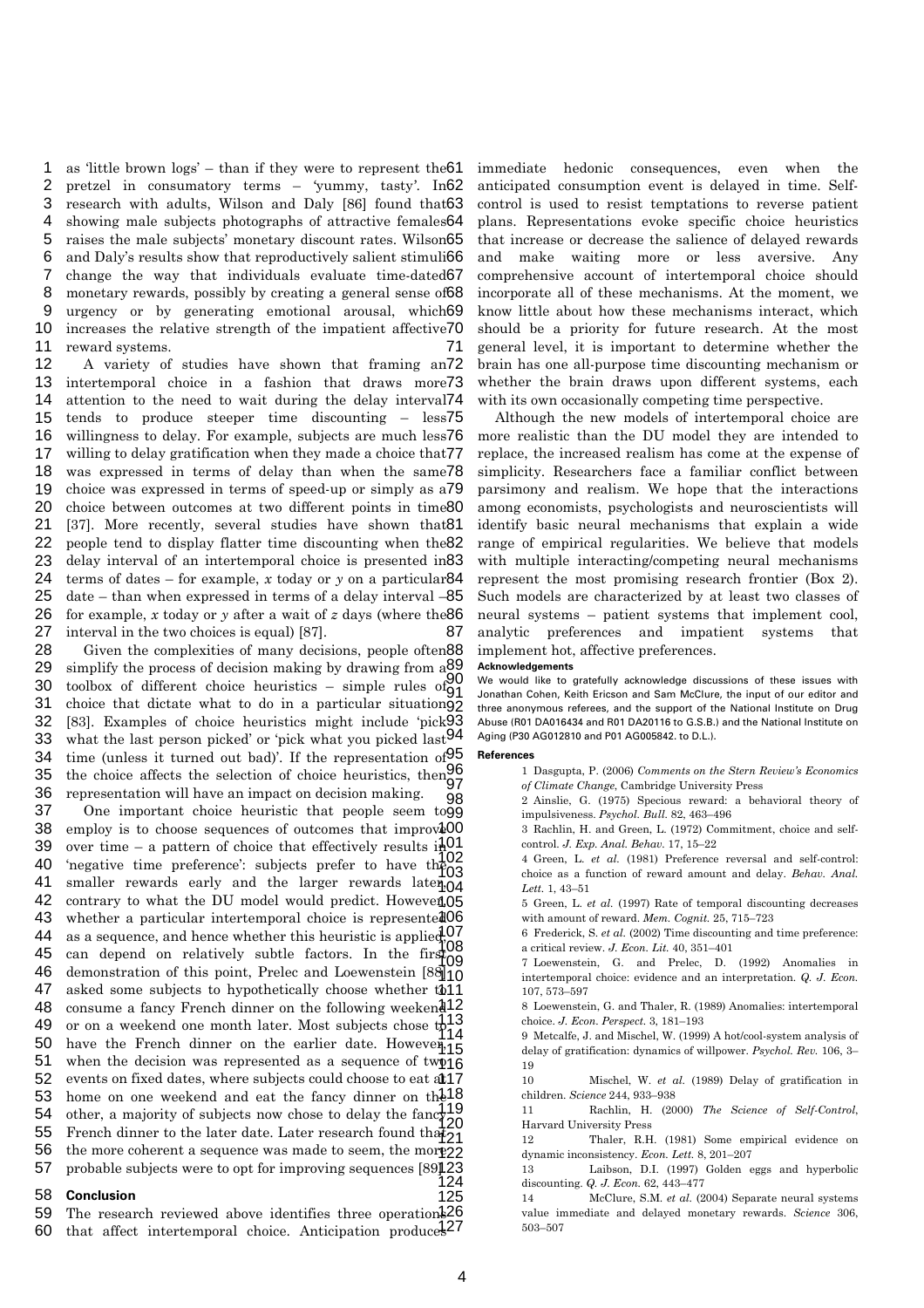as 'little brown logs' – than if they were to represent the pretzel in consummatory terms – 'yummy, tasty'. In research with adults, Wilson and Daly [86] found that showing male subjects photographs of attractive females raises the male subjects' monetary discount rates. Wilson and Daly's results show that reproductively salient stimuli change the way that individuals evaluate time-dated monetary rewards, possibly by creating a general sense of urgency or by generating emotional arousal, which increases the relative strength of the impatient affective reward systems.

A variety of studies have shown that framing an intertemporal choice in a fashion that draws more attention to the need to wait during the delay interval tends to produce steeper time discounting – less willingness to delay. For example, subjects are much less willing to delay gratification when they made a choice that was expressed in terms of delay than when the same choice was expressed in terms of speed-up or simply as a choice between outcomes at two different points in time [37]. More recently, several studies have shown that people tend to display flatter time discounting when the delay interval of an intertemporal choice is presented in terms of dates – for example, *x* today or *y* on a particular date – than when expressed in terms of a delay interval – for example, *x* today or *y* after a wait of *z* days (where the interval in the two choices is equal) [87].

Given the complexities of many decisions, people often simplify the process of decision making by drawing from a toolbox of different choice heuristics – simple rules of choice that dictate what to do in a particular situation [83]. Examples of choice heuristics might include 'pick what the last person picked' or 'pick what you picked last time (unless it turned out bad)'. If the representation of the choice affects the selection of choice heuristics, then representation will have an impact on decision making.

One important choice heuristic that people seem to employ is to choose sequences of outcomes that improve over time – a pattern of choice that effectively results in 'negative time preference': subjects prefer to have the smaller rewards early and the larger rewards later, contrary to what the DU model would predict. However, whether a particular intertemporal choice is represented as a sequence, and hence whether this heuristic is applied, can depend on relatively subtle factors. In the first demonstration of this point, Prelec and Loewenstein [88] asked some subjects to hypothetically choose whether to consume a fancy French dinner on the following weekend or on a weekend one month later. Most subjects chose to have the French dinner on the earlier date. However, when the decision was represented as a sequence of two events on fixed dates, where subjects could choose to eat at home on one weekend and eat the fancy dinner on the other, a majority of subjects now chose to delay the fancy French dinner to the later date. Later research found that the more coherent a sequence was made to seem, the more probable subjects were to opt for improving sequences [89].

## Conclusion

The research reviewed above identifies three operations that affect intertemporal choice. Anticipation produces immediate hedonic consequences, even when the anticipated consumption event is delayed in time. Self-control is used to resist temptations to reverse patient plans. Representations evoke specific choice heuristics that increase or decrease the salience of delayed rewards and make waiting more or less aversive. Any comprehensive account of intertemporal choice should incorporate all of these mechanisms. At the moment, we know little about how these mechanisms interact, which should be a priority for future research. At the most general level, it is important to determine whether the brain has one all-purpose time discounting mechanism or whether the brain draws upon different systems, each with its own occasionally competing time perspective.

Although the new models of intertemporal choice are more realistic than the DU model they are intended to replace, the increased realism has come at the expense of simplicity. Researchers face a familiar conflict between parsimony and realism. We hope that the interactions among economists, psychologists and neuroscientists will identify basic neural mechanisms that explain a wide range of empirical regularities. We believe that models with multiple interacting/competing neural mechanisms represent the most promising research frontier (Box 2). Such models are characterized by at least two classes of neural systems – patient systems that implement cool, analytic preferences and impatient systems that implement hot, affective preferences.

#### Acknowledgements

We would like to gratefully acknowledge discussions of these issues with Jonathan Cohen, Keith Ericson and Sam McClure, the input of our editor and three anonymous referees, and the support of the National Institute on Drug Abuse (R01 DA016434 and R01 DA20116 to G.S.B.) and the National Institute on Aging (P30 AG012810 and P01 AG005842. to D.L.).

#### References

1 Dasgupta, P. (2006) *Comments on the Stern Review's Economics of Climate Change*, Cambridge University Press

2 Ainslie, G. (1975) Specious reward: a behavioral theory of impulsiveness. *Psychol. Bull.* 82, 463–496

3 Rachlin, H. and Green, L. (1972) Commitment, choice and self-control. *J. Exp. Anal. Behav.* 17, 15–22

4 Green, L. *et al.* (1981) Preference reversal and self-control: choice as a function of reward amount and delay. *Behav. Anal. Lett.* 1, 43–51

5 Green, L. *et al.* (1997) Rate of temporal discounting decreases with amount of reward. *Mem. Cognit.* 25, 715–723

6 Frederick, S. *et al.* (2002) Time discounting and time preference: a critical review. *J. Econ. Lit.* 40, 351–401

7 Loewenstein, G. and Prelec, D. (1992) Anomalies in intertemporal choice: evidence and an interpretation. *Q. J. Econ.* 107, 573–597

8 Loewenstein, G. and Thaler, R. (1989) Anomalies: intertemporal choice. *J. Econ. Perspect.* 3, 181–193

9 Metcalfe, J. and Mischel, W. (1999) A hot/cool-system analysis of delay of gratification: dynamics of willpower. *Psychol. Rev.* 106, 3–19

10 Mischel, W. *et al.* (1989) Delay of gratification in children. *Science* 244, 933–938

11 Rachlin, H. (2000) *The Science of Self-Control*, Harvard University Press

12 Thaler, R.H. (1981) Some empirical evidence on dynamic inconsistency. *Econ. Lett.* 8, 201–207

13 Laibson, D.I. (1997) Golden eggs and hyperbolic discounting. *Q. J. Econ.* 62, 443–477

14 McClure, S.M. *et al.* (2004) Separate neural systems value immediate and delayed monetary rewards. *Science* 306, 503–507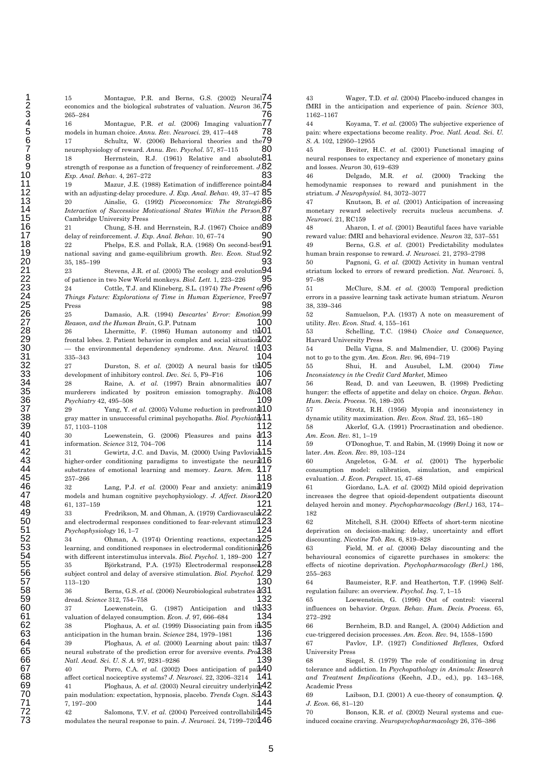15 Montague, P.R. and Berns, G.S. (2002) Neural economics and the biological substrates of valuation. *Neuron* 36, 265–284

16 Montague, P.R. *et al.* (2006) Imaging valuation models in human choice. *Annu. Rev. Neurosci.* 29, 417–448

17 Schultz, W. (2006) Behavioral theories and the neurophysiology of reward. *Annu. Rev. Psychol.* 57, 87–115

18 Herrnstein, R.J. (1961) Relative and absolute strength of response as a function of frequency of reinforcement. *J. Exp. Anal. Behav.* 4, 267–272

19 Mazur, J.E. (1988) Estimation of indifference points with an adjusting-delay procedure. *J. Exp. Anal. Behav.* 49, 37–47

20 Ainslie, G. (1992) *Picoeconomics: The Strategic Interaction of Successive Motivational States Within the Person*, Cambridge University Press

21 Chung, S-H. and Herrnstein, R.J. (1967) Choice and delay of reinforcement. *J. Exp. Anal. Behav.* 10, 67–74

22 Phelps, E.S. and Pollak, R.A. (1968) On second-best national saving and game-equilibrium growth. *Rev. Econ. Stud.* 35, 185–199

23 Stevens, J.R. *et al.* (2005) The ecology and evolution of patience in two New World monkeys. *Biol. Lett.* 1, 223–226

24 Cottle, T.J. and Klineberg, S.L. (1974) *The Present of Things Future: Explorations of Time in Human Experience*, Free Press

25 Damasio, A.R. (1994) *Descartes' Error: Emotion, Reason, and the Human Brain*, G.P. Putnam

26 Lhermitte, F. (1986) Human autonomy and the frontal lobes. 2. Patient behavior in complex and social situations — the environmental dependency syndrome. *Ann. Neurol.* 19, 335–343

27 Durston, S. *et al.* (2002) A neural basis for the development of inhibitory control. *Dev. Sci.* 5, F9–F16

28 Raine, A. *et al.* (1997) Brain abnormalities in murderers indicated by positron emission tomography. *Biol. Psychiatry* 42, 495–508

29 Yang, Y. *et al.* (2005) Volume reduction in prefrontal gray matter in unsuccessful criminal psychopaths. *Biol. Psychiatry* 57, 1103–1108

30 Loewenstein, G. (2006) Pleasures and pains of information. *Science* 312, 704–706

31 Gewirtz, J.C. and Davis, M. (2000) Using Pavlovian higher-order conditioning paradigms to investigate the neural substrates of emotional learning and memory. *Learn. Mem.* 7, 257–266

32 Lang, P.J. *et al.* (2000) Fear and anxiety: animal models and human cognitive psychophysiology. *J. Affect. Disord.* 61, 137–159

33 Fredrikson, M. and Ohman, A. (1979) Cardiovascular and electrodermal responses conditioned to fear-relevant stimuli. *Psychophysiology* 16, 1–7

34 Ohman, A. (1974) Orienting reactions, expectancy learning, and conditioned responses in electrodermal conditioning with different interstimulus intervals. *Biol. Psychol.* 1, 189–200

35 Björkstrand, P.A. (1975) Electrodermal responses, subject control and delay of aversive stimulation. *Biol. Psychol.* 3, 113–120

36 Berns, G.S. *et al.* (2006) Neurobiological substrates of dread. *Science* 312, 754–758

37 Loewenstein, G. (1987) Anticipation and the valuation of delayed consumption. *Econ. J.* 97, 666–684

38 Ploghaus, A. *et al.* (1999) Dissociating pain from its anticipation in the human brain. *Science* 284, 1979–1981

39 Ploghaus, A. *et al.* (2000) Learning about pain: the neural substrate of the prediction error for aversive events. *Proc. Natl. Acad. Sci. U. S. A.* 97, 9281–9286

40 Porro, C.A. *et al.* (2002) Does anticipation of pain affect cortical nociceptive systems? *J. Neurosci.* 22, 3206–3214

41 Ploghaus, A. *et al.* (2003) Neural circuitry underlying pain modulation: expectation, hypnosis, placebo. *Trends Cogn. Sci.* 7, 197–200

42 Salomons, T.V. *et al.* (2004) Perceived controllability modulates the neural response to pain. *J. Neurosci.* 24, 7199–7203

43 Wager, T.D. *et al.* (2004) Placebo-induced changes in fMRI in the anticipation and experience of pain. *Science* 303, 1162–1167

44 Koyama, T. *et al.* (2005) The subjective experience of pain: where expectations become reality. *Proc. Natl. Acad. Sci. U. S. A.* 102, 12950–12955

45 Breiter, H.C. *et al.* (2001) Functional imaging of neural responses to expectancy and experience of monetary gains and losses. *Neuron* 30, 619–639

46 Delgado, M.R. *et al.* (2000) Tracking the hemodynamic responses to reward and punishment in the striatum. *J Neurophysiol.* 84, 3072–3077

47 Knutson, B. *et al.* (2001) Anticipation of increasing monetary reward selectively recruits nucleus accumbens. *J. Neurosci.* 21, RC159

48 Aharon, I. *et al.* (2001) Beautiful faces have variable reward value: fMRI and behavioral evidence. *Neuron* 32, 537–551

49 Berns, G.S. *et al.* (2001) Predictability modulates human brain response to reward. *J. Neurosci.* 21, 2793–2798

50 Pagnoni, G. *et al.* (2002) Activity in human ventral striatum locked to errors of reward prediction. *Nat. Neurosci.* 5, 97–98

51 McClure, S.M. *et al.* (2003) Temporal prediction errors in a passive learning task activate human striatum. *Neuron* 38, 339–346

52 Samuelson, P.A. (1937) A note on measurement of utility. *Rev. Econ. Stud.* 4, 155–161

53 Schelling, T.C. (1984) *Choice and Consequence*, Harvard University Press

54 Della Vigna, S. and Malmendier, U. (2006) Paying not to go to the gym. *Am. Econ. Rev.* 96, 694–719

55 Shui, H. and Ausubel, L.M. (2004) *Time Inconsistency in the Credit Card Market*, Mimeo

56 Read, D. and van Leeuwen, B. (1998) Predicting hunger: the effects of appetite and delay on choice. *Organ. Behav. Hum. Decis. Process.* 76, 189–205

57 Strotz, R.H. (1956) Myopia and inconsistency in dynamic utility maximization. *Rev. Econ. Stud.* 23, 165–180

58 Akerlof, G.A. (1991) Procrastination and obedience. *Am. Econ. Rev.* 81, 1–19

59 O'Donoghue, T. and Rabin, M. (1999) Doing it now or later. *Am. Econ. Rev.* 89, 103–124

60 Angeletos, G-M. *et al.* (2001) The hyperbolic consumption model: calibration, simulation, and empirical evaluation. *J. Econ. Perspect.* 15, 47–68

61 Giordano, L.A. *et al.* (2002) Mild opioid deprivation increases the degree that opioid-dependent outpatients discount delayed heroin and money. *Psychopharmacology (Berl.)* 163, 174–182

62 Mitchell, S.H. (2004) Effects of short-term nicotine deprivation on decision-making: delay, uncertainty and effort discounting. *Nicotine Tob. Res.* 6, 819–828

63 Field, M. *et al.* (2006) Delay discounting and the behavioural economics of cigarette purchases in smokers: the effects of nicotine deprivation. *Psychopharmacology (Berl.)* 186, 255–263

64 Baumeister, R.F. and Heatherton, T.F. (1996) Self-regulation failure: an overview. *Psychol. Inq.* 7, 1–15

65 Loewenstein, G. (1996) Out of control: visceral influences on behavior. *Organ. Behav. Hum. Decis. Process.* 65, 272–292

66 Bernheim, B.D. and Rangel, A. (2004) Addiction and cue-triggered decision processes. *Am. Econ. Rev.* 94, 1558–1590

67 Pavlov, I.P. (1927) *Conditioned Reflexes*, Oxford University Press

68 Siegel, S. (1979) The role of conditioning in drug tolerance and addiction. In *Psychopathology in Animals: Research and Treatment Implications* (Keehn, J.D., ed.), pp. 143–168, Academic Press

69 Laibson, D.I. (2001) A cue-theory of consumption. *Q. J. Econ.* 66, 81–120

70 Bonson, K.R. *et al.* (2002) Neural systems and cue-induced cocaine craving. *Neuropsychopharmacology* 26, 376–386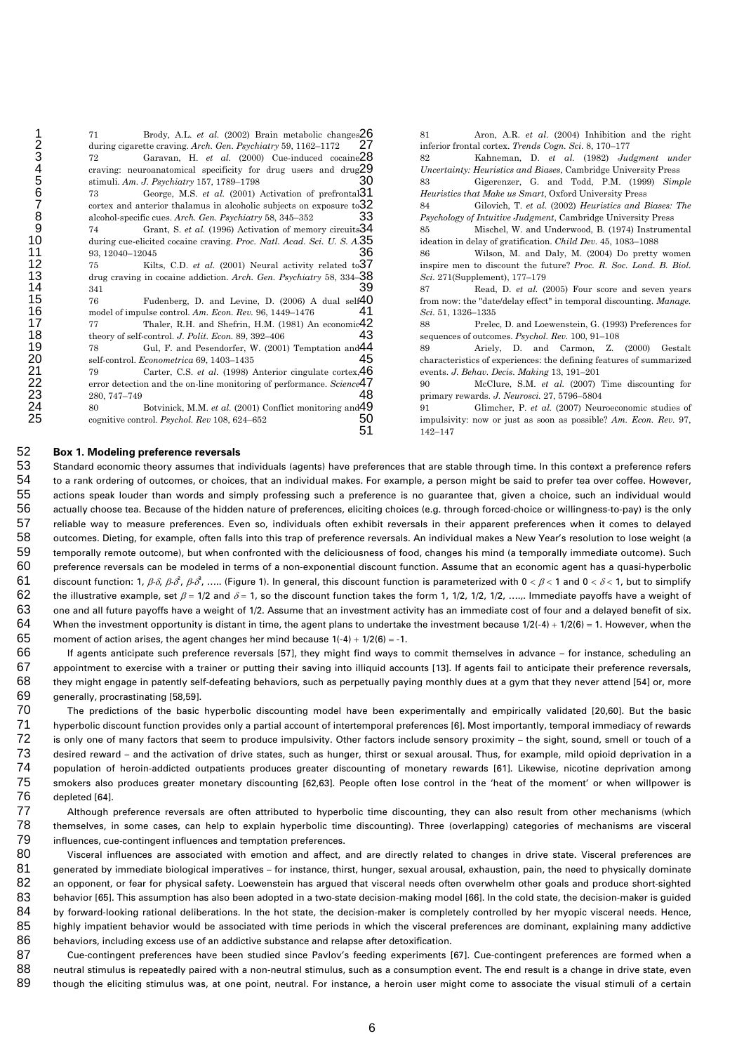71 Brody, A.L. *et al.* (2002) Brain metabolic changes during cigarette craving. *Arch. Gen. Psychiatry* 59, 1162–1172

72 Garavan, H. *et al.* (2000) Cue-induced cocaine craving: neuroanatomical specificity for drug users and drug stimuli. *Am. J. Psychiatry* 157, 1789–1798

73 George, M.S. *et al.* (2001) Activation of prefrontal cortex and anterior thalamus in alcoholic subjects on exposure to alcohol-specific cues. *Arch. Gen. Psychiatry* 58, 345–352

74 Grant, S. *et al.* (1996) Activation of memory circuits during cue-elicited cocaine craving. *Proc. Natl. Acad. Sci. U. S. A.* 93, 12040–12045

75 Kilts, C.D. *et al.* (2001) Neural activity related to drug craving in cocaine addiction. *Arch. Gen. Psychiatry* 58, 334–341

76 Fudenberg, D. and Levine, D. (2006) A dual self model of impulse control. *Am. Econ. Rev.* 96, 1449–1476

77 Thaler, R.H. and Shefrin, H.M. (1981) An economic theory of self-control. *J. Polit. Econ.* 89, 392–406

78 Gul, F. and Pesendorfer, W. (2001) Temptation and self-control. *Econometrica* 69, 1403–1435

79 Carter, C.S. *et al.* (1998) Anterior cingulate cortex, error detection and the on-line monitoring of performance. *Science* 280, 747–749

80 Botvinick, M.M. *et al.* (2001) Conflict monitoring and cognitive control. *Psychol. Rev* 108, 624–652

81 Aron, A.R. *et al.* (2004) Inhibition and the right inferior frontal cortex. *Trends Cogn. Sci.* 8, 170–177

82 Kahneman, D. *et al.* (1982) *Judgment under Uncertainty: Heuristics and Biases*, Cambridge University Press

83 Gigerenzer, G. and Todd, P.M. (1999) *Simple Heuristics that Make us Smart*, Oxford University Press

84 Gilovich, T. *et al.* (2002) *Heuristics and Biases: The Psychology of Intuitive Judgment*, Cambridge University Press

85 Mischel, W. and Underwood, B. (1974) Instrumental ideation in delay of gratification. *Child Dev.* 45, 1083–1088

86 Wilson, M. and Daly, M. (2004) Do pretty women inspire men to discount the future? *Proc. R. Soc. Lond. B. Biol. Sci.* 271(Supplement), 177–179

87 Read, D. *et al.* (2005) Four score and seven years from now: the "date/delay effect" in temporal discounting. *Manage. Sci.* 51, 1326–1335

88 Prelec, D. and Loewenstein, G. (1993) Preferences for sequences of outcomes. *Psychol. Rev.* 100, 91–108

89 Ariely, D. and Carmon, Z. (2000) Gestalt characteristics of experiences: the defining features of summarized events. *J. Behav. Decis. Making* 13, 191–201

90 McClure, S.M. *et al.* (2007) Time discounting for primary rewards. *J. Neurosci.* 27, 5796–5804

91 Glimcher, P. *et al.* (2007) Neuroeconomic studies of impulsivity: now or just as soon as possible? *Am. Econ. Rev.* 97, 142–147

## Box 1. Modeling preference reversals

Standard economic theory assumes that individuals (agents) have preferences that are stable through time. In this context a preference refers to a rank ordering of outcomes, or choices, that an individual makes. For example, a person might be said to prefer tea over coffee. However, actions speak louder than words and simply professing such a preference is no guarantee that, given a choice, such an individual would actually choose tea. Because of the hidden nature of preferences, eliciting choices (e.g. through forced-choice or willingness-to-pay) is the only reliable way to measure preferences. Even so, individuals often exhibit reversals in their apparent preferences when it comes to delayed outcomes. Dieting, for example, often falls into this trap of preference reversals. An individual makes a New Year's resolution to lose weight (a temporally remote outcome), but when confronted with the deliciousness of food, changes his mind (a temporally immediate outcome). Such preference reversals can be modeled in terms of a non-exponential discount function. Assume that an economic agent has a quasi-hyperbolic discount function: 1, $\beta{\cdot}\delta$, $\beta{\cdot}\delta^2$, $\beta{\cdot}\delta^3$, ….. (Figure 1). In general, this discount function is parameterized with $0 < \beta < 1$ and $0 < \delta < 1$, but to simplify the illustrative example, set $\beta = 1/2$ and $\delta = 1$, so the discount function takes the form 1, 1/2, 1/2, 1/2, ….,. Immediate payoffs have a weight of one and all future payoffs have a weight of 1/2. Assume that an investment activity has an immediate cost of four and a delayed benefit of six. When the investment opportunity is distant in time, the agent plans to undertake the investment because $1/2(-4) + 1/2(6) = 1$. However, when the moment of action arises, the agent changes her mind because $1(-4) + 1/2(6) = -1$.

If agents anticipate such preference reversals [57], they might find ways to commit themselves in advance – for instance, scheduling an appointment to exercise with a trainer or putting their saving into illiquid accounts [13]. If agents fail to anticipate their preference reversals, they might engage in patently self-defeating behaviors, such as perpetually paying monthly dues at a gym that they never attend [54] or, more generally, procrastinating [58,59].

The predictions of the basic hyperbolic discounting model have been experimentally and empirically validated [20,60]. But the basic hyperbolic discount function provides only a partial account of intertemporal preferences [6]. Most importantly, temporal immediacy of rewards is only one of many factors that seem to produce impulsivity. Other factors include sensory proximity – the sight, sound, smell or touch of a desired reward – and the activation of drive states, such as hunger, thirst or sexual arousal. Thus, for example, mild opioid deprivation in a population of heroin-addicted outpatients produces greater discounting of monetary rewards [61]. Likewise, nicotine deprivation among smokers also produces greater monetary discounting [62,63]. People often lose control in the 'heat of the moment' or when willpower is depleted [64].

Although preference reversals are often attributed to hyperbolic time discounting, they can also result from other mechanisms (which themselves, in some cases, can help to explain hyperbolic time discounting). Three (overlapping) categories of mechanisms are visceral influences, cue-contingent influences and temptation preferences.

Visceral influences are associated with emotion and affect, and are directly related to changes in drive state. Visceral preferences are generated by immediate biological imperatives – for instance, thirst, hunger, sexual arousal, exhaustion, pain, the need to physically dominate an opponent, or fear for physical safety. Loewenstein has argued that visceral needs often overwhelm other goals and produce short-sighted behavior [65]. This assumption has also been adopted in a two-state decision-making model [66]. In the cold state, the decision-maker is guided by forward-looking rational deliberations. In the hot state, the decision-maker is completely controlled by her myopic visceral needs. Hence, highly impatient behavior would be associated with time periods in which the visceral preferences are dominant, explaining many addictive behaviors, including excess use of an addictive substance and relapse after detoxification.

Cue-contingent preferences have been studied since Pavlov's feeding experiments [67]. Cue-contingent preferences are formed when a neutral stimulus is repeatedly paired with a non-neutral stimulus, such as a consumption event. The end result is a change in drive state, even though the eliciting stimulus was, at one point, neutral. For instance, a heroin user might come to associate the visual stimuli of a certain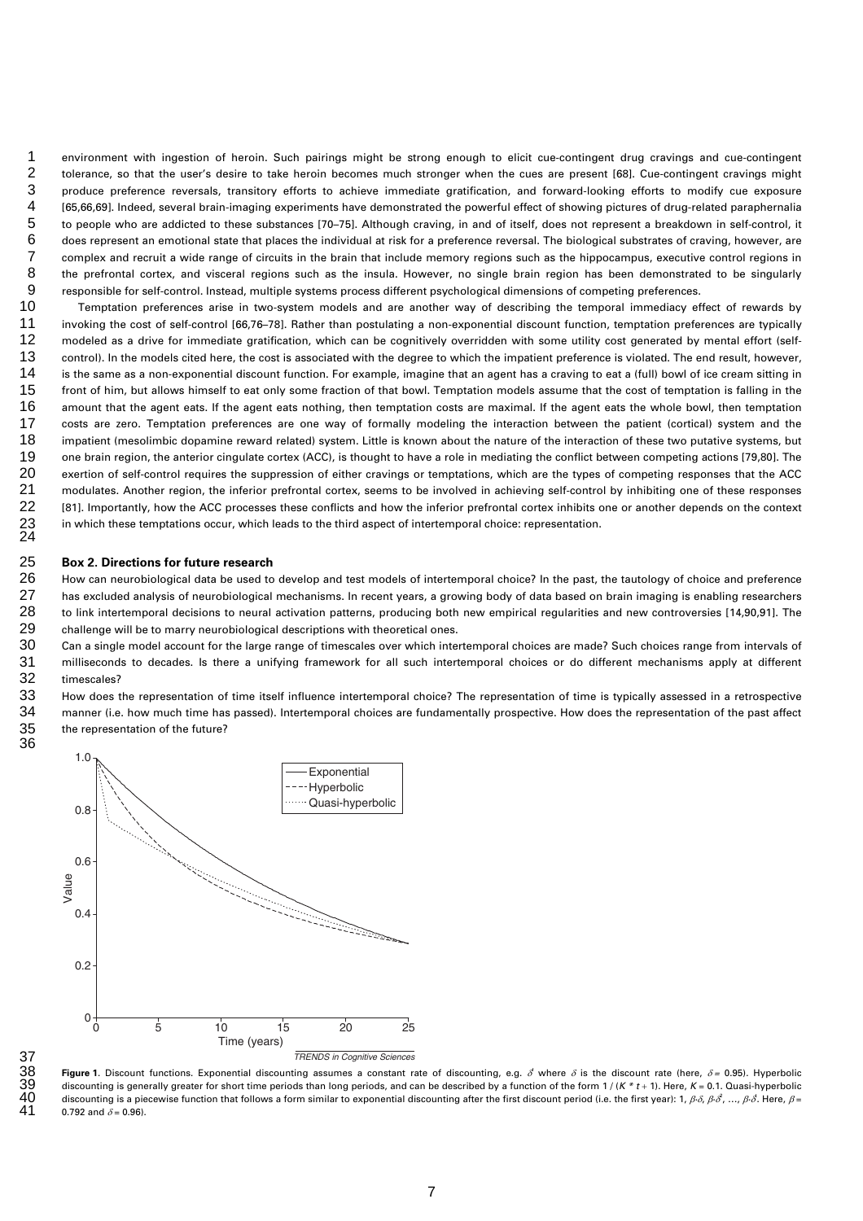environment with ingestion of heroin. Such pairings might be strong enough to elicit cue-contingent drug cravings and cue-contingent tolerance, so that the user's desire to take heroin becomes much stronger when the cues are present [68]. Cue-contingent cravings might produce preference reversals, transitory efforts to achieve immediate gratification, and forward-looking efforts to modify cue exposure [65,66,69]. Indeed, several brain-imaging experiments have demonstrated the powerful effect of showing pictures of drug-related paraphernalia to people who are addicted to these substances [70–75]. Although craving, in and of itself, does not represent a breakdown in self-control, it does represent an emotional state that places the individual at risk for a preference reversal. The biological substrates of craving, however, are complex and recruit a wide range of circuits in the brain that include memory regions such as the hippocampus, executive control regions in the prefrontal cortex, and visceral regions such as the insula. However, no single brain region has been demonstrated to be singularly responsible for self-control. Instead, multiple systems process different psychological dimensions of competing preferences.

Temptation preferences arise in two-system models and are another way of describing the temporal immediacy effect of rewards by invoking the cost of self-control [66,76–78]. Rather than postulating a non-exponential discount function, temptation preferences are typically modeled as a drive for immediate gratification, which can be cognitively overridden with some utility cost generated by mental effort (self-control). In the models cited here, the cost is associated with the degree to which the impatient preference is violated. The end result, however, is the same as a non-exponential discount function. For example, imagine that an agent has a craving to eat a (full) bowl of ice cream sitting in front of him, but allows himself to eat only some fraction of that bowl. Temptation models assume that the cost of temptation is falling in the amount that the agent eats. If the agent eats nothing, then temptation costs are maximal. If the agent eats the whole bowl, then temptation costs are zero. Temptation preferences are one way of formally modeling the interaction between the patient (cortical) system and the impatient (mesolimbic dopamine reward related) system. Little is known about the nature of the interaction of these two putative systems, but one brain region, the anterior cingulate cortex (ACC), is thought to have a role in mediating the conflict between competing actions [79,80]. The exertion of self-control requires the suppression of either cravings or temptations, which are the types of competing responses that the ACC modulates. Another region, the inferior prefrontal cortex, seems to be involved in achieving self-control by inhibiting one of these responses [81]. Importantly, how the ACC processes these conflicts and how the inferior prefrontal cortex inhibits one or another depends on the context in which these temptations occur, which leads to the third aspect of intertemporal choice: representation.

**Box 2. Directions for future research**

How can neurobiological data be used to develop and test models of intertemporal choice? In the past, the tautology of choice and preference has excluded analysis of neurobiological mechanisms. In recent years, a growing body of data based on brain imaging is enabling researchers to link intertemporal decisions to neural activation patterns, producing both new empirical regularities and new controversies [14,90,91]. The challenge will be to marry neurobiological descriptions with theoretical ones.

Can a single model account for the large range of timescales over which intertemporal choices are made? Such choices range from intervals of milliseconds to decades. Is there a unifying framework for all such intertemporal choices or do different mechanisms apply at different timescales?

How does the representation of time itself influence intertemporal choice? The representation of time is typically assessed in a retrospective manner (i.e. how much time has passed). Intertemporal choices are fundamentally prospective. How does the representation of the past affect the representation of the future?

Exponential
Hyperbolic
Quasi-hyperbolic
Value
1.0
0.8
0.6
0.4
0.2
0
0 5 10 15 20 25
Time (years)
TRENDS in Cognitive Sciences

**Figure 1**. Discount functions. Exponential discounting assumes a constant rate of discounting, e.g. $\delta^t$ where $\delta$ is the discount rate (here, $\delta = 0.95$). Hyperbolic discounting is generally greater for short time periods than long periods, and can be described by a function of the form $1 / (K * t + 1)$. Here, $K = 0.1$. Quasi-hyperbolic discounting is a piecewise function that follows a form similar to exponential discounting after the first discount period (i.e. the first year): $1, \beta{\cdot}\delta, \beta{\cdot}\delta^2, \ldots, \beta{\cdot}\delta$. Here, $\beta = 0.792$ and $\delta = 0.96$).